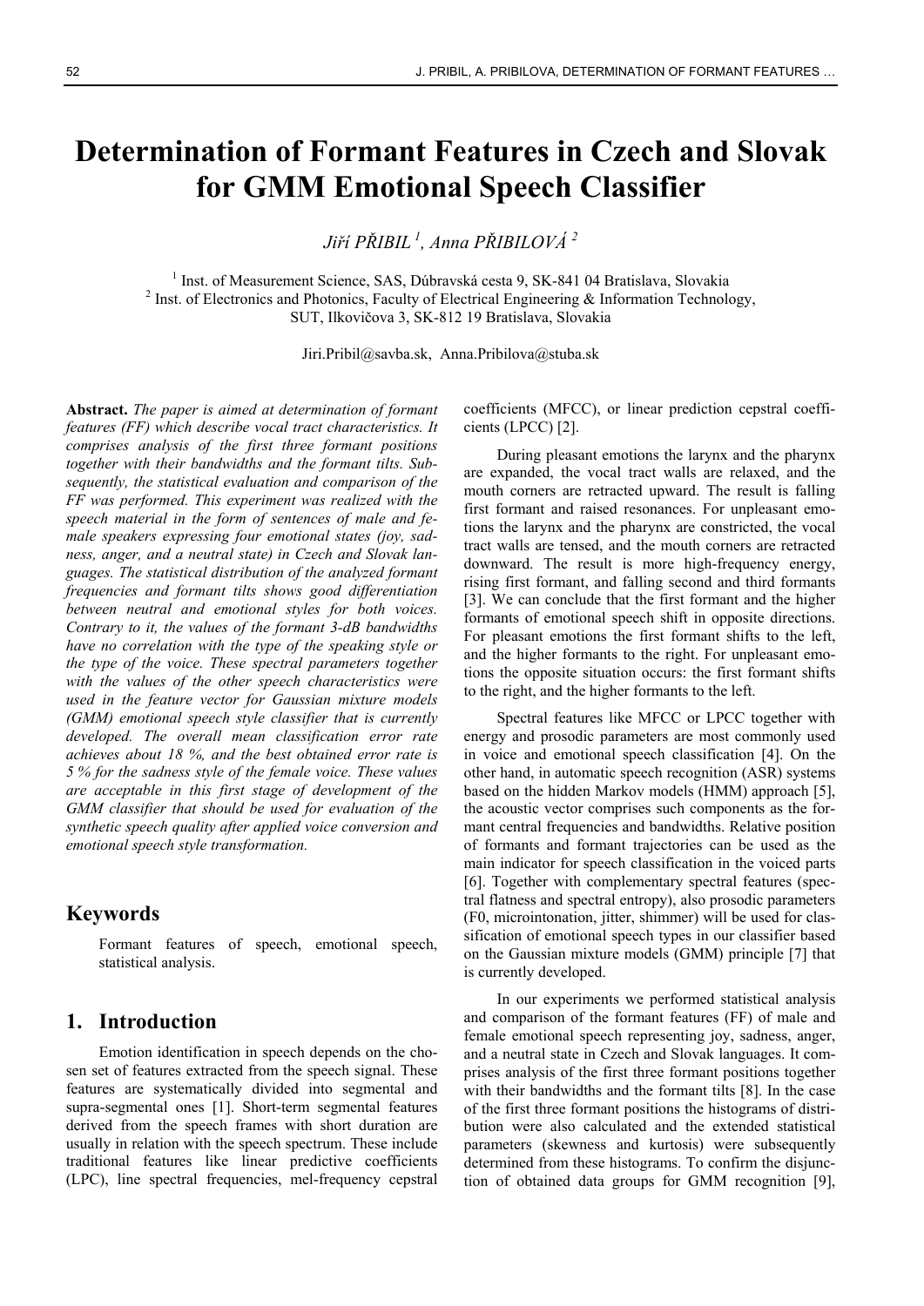# Determination of Formant Features in Czech and Slovak for GMM Emotional Speech Classifier

*Jiří PŘIBIL [1], Anna PŘIBILOVÁ [2]*

[1] Inst. of Measurement Science, SAS, Dúbravská cesta 9, SK-841 04 Bratislava, Slovakia
[2] Inst. of Electronics and Photonics, Faculty of Electrical Engineering & Information Technology, SUT, Ilkovičova 3, SK-812 19 Bratislava, Slovakia

Jiri.Pribil@savba.sk, Anna.Pribilova@stuba.sk

**Abstract.** *The paper is aimed at determination of formant features (FF) which describe vocal tract characteristics. It comprises analysis of the first three formant positions together with their bandwidths and the formant tilts. Subsequently, the statistical evaluation and comparison of the FF was performed. This experiment was realized with the speech material in the form of sentences of male and female speakers expressing four emotional states (joy, sadness, anger, and a neutral state) in Czech and Slovak languages. The statistical distribution of the analyzed formant frequencies and formant tilts shows good differentiation between neutral and emotional styles for both voices. Contrary to it, the values of the formant 3-dB bandwidths have no correlation with the type of the speaking style or the type of the voice. These spectral parameters together with the values of the other speech characteristics were used in the feature vector for Gaussian mixture models (GMM) emotional speech style classifier that is currently developed. The overall mean classification error rate achieves about 18 %, and the best obtained error rate is 5 % for the sadness style of the female voice. These values are acceptable in this first stage of development of the GMM classifier that should be used for evaluation of the synthetic speech quality after applied voice conversion and emotional speech style transformation.*

## Keywords

Formant features of speech, emotional speech, statistical analysis.

## 1. Introduction

Emotion identification in speech depends on the chosen set of features extracted from the speech signal. These features are systematically divided into segmental and supra-segmental ones [1]. Short-term segmental features derived from the speech frames with short duration are usually in relation with the speech spectrum. These include traditional features like linear predictive coefficients (LPC), line spectral frequencies, mel-frequency cepstral coefficients (MFCC), or linear prediction cepstral coefficients (LPCC) [2].

During pleasant emotions the larynx and the pharynx are expanded, the vocal tract walls are relaxed, and the mouth corners are retracted upward. The result is falling first formant and raised resonances. For unpleasant emotions the larynx and the pharynx are constricted, the vocal tract walls are tensed, and the mouth corners are retracted downward. The result is more high-frequency energy, rising first formant, and falling second and third formants [3]. We can conclude that the first formant and the higher formants of emotional speech shift in opposite directions. For pleasant emotions the first formant shifts to the left, and the higher formants to the right. For unpleasant emotions the opposite situation occurs: the first formant shifts to the right, and the higher formants to the left.

Spectral features like MFCC or LPCC together with energy and prosodic parameters are most commonly used in voice and emotional speech classification [4]. On the other hand, in automatic speech recognition (ASR) systems based on the hidden Markov models (HMM) approach [5], the acoustic vector comprises such components as the formant central frequencies and bandwidths. Relative position of formants and formant trajectories can be used as the main indicator for speech classification in the voiced parts [6]. Together with complementary spectral features (spectral flatness and spectral entropy), also prosodic parameters (F0, microintonation, jitter, shimmer) will be used for classification of emotional speech types in our classifier based on the Gaussian mixture models (GMM) principle [7] that is currently developed.

In our experiments we performed statistical analysis and comparison of the formant features (FF) of male and female emotional speech representing joy, sadness, anger, and a neutral state in Czech and Slovak languages. It comprises analysis of the first three formant positions together with their bandwidths and the formant tilts [8]. In the case of the first three formant positions the histograms of distribution were also calculated and the extended statistical parameters (skewness and kurtosis) were subsequently determined from these histograms. To confirm the disjunction of obtained data groups for GMM recognition [9],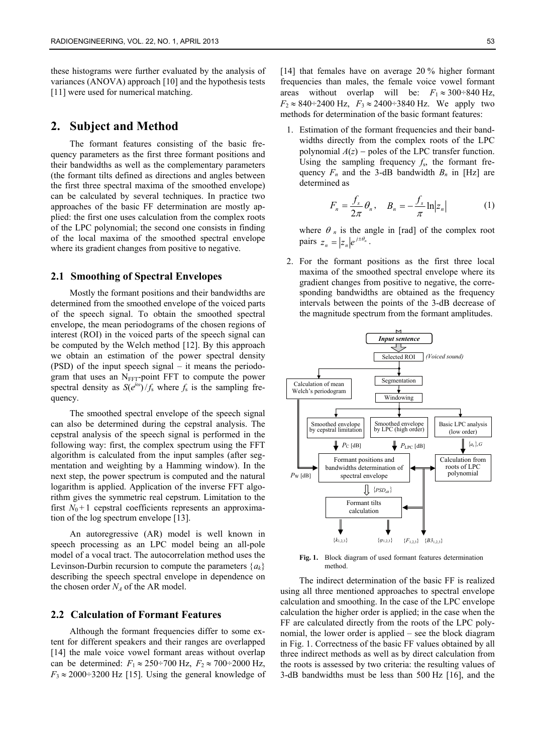these histograms were further evaluated by the analysis of variances (ANOVA) approach [10] and the hypothesis tests [11] were used for numerical matching.

## 2. Subject and Method

The formant features consisting of the basic frequency parameters as the first three formant positions and their bandwidths as well as the complementary parameters (the formant tilts defined as directions and angles between the first three spectral maxima of the smoothed envelope) can be calculated by several techniques. In practice two approaches of the basic FF determination are mostly applied: the first one uses calculation from the complex roots of the LPC polynomial; the second one consists in finding of the local maxima of the smoothed spectral envelope where its gradient changes from positive to negative.

### 2.1 Smoothing of Spectral Envelopes

Mostly the formant positions and their bandwidths are determined from the smoothed envelope of the voiced parts of the speech signal. To obtain the smoothed spectral envelope, the mean periodograms of the chosen regions of interest (ROI) in the voiced parts of the speech signal can be computed by the Welch method [12]. By this approach we obtain an estimation of the power spectral density (PSD) of the input speech signal – it means the periodogram that uses an $N_{FFT}$-point FFT to compute the power spectral density as $S(e^{j\omega})/f_s$ where $f_s$ is the sampling frequency.

The smoothed spectral envelope of the speech signal can also be determined during the cepstral analysis. The cepstral analysis of the speech signal is performed in the following way: first, the complex spectrum using the FFT algorithm is calculated from the input samples (after segmentation and weighting by a Hamming window). In the next step, the power spectrum is computed and the natural logarithm is applied. Application of the inverse FFT algorithm gives the symmetric real cepstrum. Limitation to the first $N_0 + 1$ cepstral coefficients represents an approximation of the log spectrum envelope [13].

An autoregressive (AR) model is well known in speech processing as an LPC model being an all-pole model of a vocal tract. The autocorrelation method uses the Levinson-Durbin recursion to compute the parameters $\{a_k\}$ describing the speech spectral envelope in dependence on the chosen order $N_A$ of the AR model.

### 2.2 Calculation of Formant Features

Although the formant frequencies differ to some extent for different speakers and their ranges are overlapped [14] the male voice vowel formant areas without overlap can be determined: $F_1 \approx 250 \div 700$ Hz, $F_2 \approx 700 \div 2000$ Hz, $F_3 \approx 2000 \div 3200$ Hz [15]. Using the general knowledge of [14] that females have on average 20 % higher formant frequencies than males, the female voice vowel formant areas without overlap will be: $F_1 \approx 300 \div 840$ Hz, $F_2 \approx 840 \div 2400$ Hz, $F_3 \approx 2400 \div 3840$ Hz. We apply two methods for determination of the basic formant features:

1. Estimation of the formant frequencies and their bandwidths directly from the complex roots of the LPC polynomial $A(z)$ – poles of the LPC transfer function. Using the sampling frequency $f_s$, the formant frequency $F_n$ and the 3-dB bandwidth $B_n$ in [Hz] are determined as

$$F_n = \frac{f_s}{2\pi}\theta_n, \quad B_n = -\frac{f_s}{\pi}\ln|z_n| \tag{1}$$

   where $\theta_n$ is the angle in [rad] of the complex root pairs $z_n = |z_n|e^{j\pm\theta_n}$.

2. For the formant positions as the first three local maxima of the smoothed spectral envelope where its gradient changes from positive to negative, the corresponding bandwidths are obtained as the frequency intervals between the points of the 3-dB decrease of the magnitude spectrum from the formant amplitudes.

Input sentence → Selected ROI (Voiced sound) → Segmentation → Windowing; Calculation of mean Welch's periodogram; Smoothed envelope by cepstral limitation; Smoothed envelope by LPC (high order); Basic LPC analysis (low order); $P_C$ [dB]; $P_{LPC}$ [dB]; $\{a_k\}, G$; $P_W$ [dB]; Formant positions and bandwidths determination of spectral envelope; Calculation from roots of LPC polynomial; $\{PSD_{dB}\}$; Formant tilts calculation; $\{k_{1,2,3}\}$; $\{\varphi_{1,2,3}\}$; $\{F_{1,2,3}\}$; $\{B3_{1,2,3}\}$

**Fig. 1.** Block diagram of used formant features determination method.

The indirect determination of the basic FF is realized using all three mentioned approaches to spectral envelope calculation and smoothing. In the case of the LPC envelope calculation the higher order is applied; in the case when the FF are calculated directly from the roots of the LPC polynomial, the lower order is applied – see the block diagram in Fig. 1. Correctness of the basic FF values obtained by all three indirect methods as well as by direct calculation from the roots is assessed by two criteria: the resulting values of 3-dB bandwidths must be less than 500 Hz [16], and the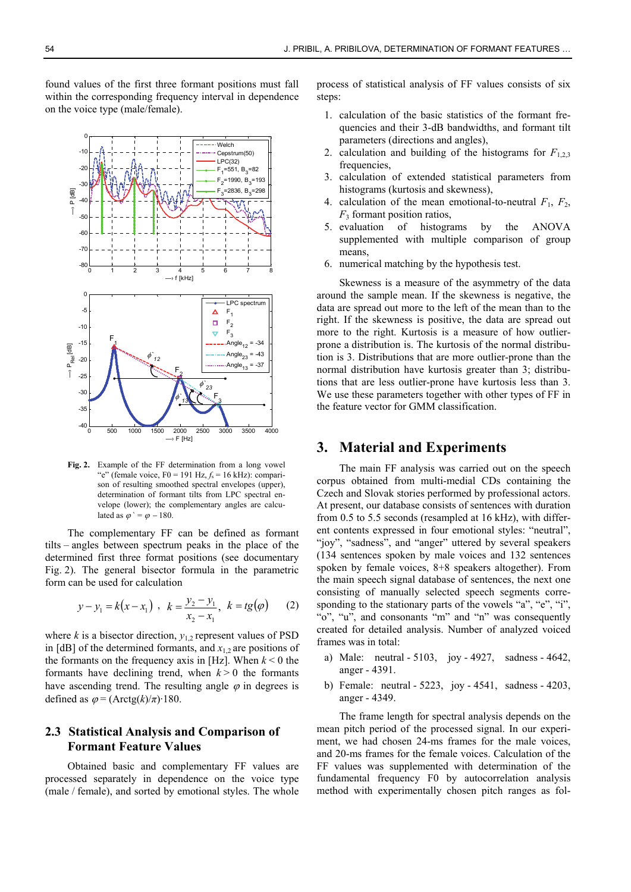found values of the first three formant positions must fall within the corresponding frequency interval in dependence on the voice type (male/female).

**Fig. 2.** Example of the FF determination from a long vowel "e" (female voice, F0 = 191 Hz, $f_s$ = 16 kHz): comparison of resulting smoothed spectral envelopes (upper), determination of formant tilts from LPC spectral envelope (lower); the complementary angles are calculated as $\varphi` = \varphi - 180$.

The complementary FF can be defined as formant tilts – angles between spectrum peaks in the place of the determined first three format positions (see documentary Fig. 2). The general bisector formula in the parametric form can be used for calculation

$$y - y_1 = k(x - x_1)\ ,\ \ k = \frac{y_2 - y_1}{x_2 - x_1},\ \ k = tg(\varphi) \qquad (2)$$

where $k$ is a bisector direction, $y_{1,2}$ represent values of PSD in [dB] of the determined formants, and $x_{1,2}$ are positions of the formants on the frequency axis in [Hz]. When $k < 0$ the formants have declining trend, when $k > 0$ the formants have ascending trend. The resulting angle $\varphi$ in degrees is defined as $\varphi = (\mathrm{Arctg}(k)/\pi)\cdot 180$.

### 2.3 Statistical Analysis and Comparison of Formant Feature Values

Obtained basic and complementary FF values are processed separately in dependence on the voice type (male / female), and sorted by emotional styles. The whole process of statistical analysis of FF values consists of six steps:

1. calculation of the basic statistics of the formant frequencies and their 3-dB bandwidths, and formant tilt parameters (directions and angles),
2. calculation and building of the histograms for $F_{1,2,3}$ frequencies,
3. calculation of extended statistical parameters from histograms (kurtosis and skewness),
4. calculation of the mean emotional-to-neutral $F_1$, $F_2$, $F_3$ formant position ratios,
5. evaluation of histograms by the ANOVA supplemented with multiple comparison of group means,
6. numerical matching by the hypothesis test.

Skewness is a measure of the asymmetry of the data around the sample mean. If the skewness is negative, the data are spread out more to the left of the mean than to the right. If the skewness is positive, the data are spread out more to the right. Kurtosis is a measure of how outlier-prone a distribution is. The kurtosis of the normal distribution is 3. Distributions that are more outlier-prone than the normal distribution have kurtosis greater than 3; distributions that are less outlier-prone have kurtosis less than 3. We use these parameters together with other types of FF in the feature vector for GMM classification.

## 3. Material and Experiments

The main FF analysis was carried out on the speech corpus obtained from multi-medial CDs containing the Czech and Slovak stories performed by professional actors. At present, our database consists of sentences with duration from 0.5 to 5.5 seconds (resampled at 16 kHz), with different contents expressed in four emotional styles: "neutral", "joy", "sadness", and "anger" uttered by several speakers (134 sentences spoken by male voices and 132 sentences spoken by female voices, 8+8 speakers altogether). From the main speech signal database of sentences, the next one consisting of manually selected speech segments corresponding to the stationary parts of the vowels "a", "e", "i", "o", "u", and consonants "m" and "n" was consequently created for detailed analysis. Number of analyzed voiced frames was in total:

a) Male: neutral - 5103, joy - 4927, sadness - 4642, anger - 4391.

b) Female: neutral - 5223, joy - 4541, sadness - 4203, anger - 4349.

The frame length for spectral analysis depends on the mean pitch period of the processed signal. In our experiment, we had chosen 24-ms frames for the male voices, and 20-ms frames for the female voices. Calculation of the FF values was supplemented with determination of the fundamental frequency F0 by autocorrelation analysis method with experimentally chosen pitch ranges as fol-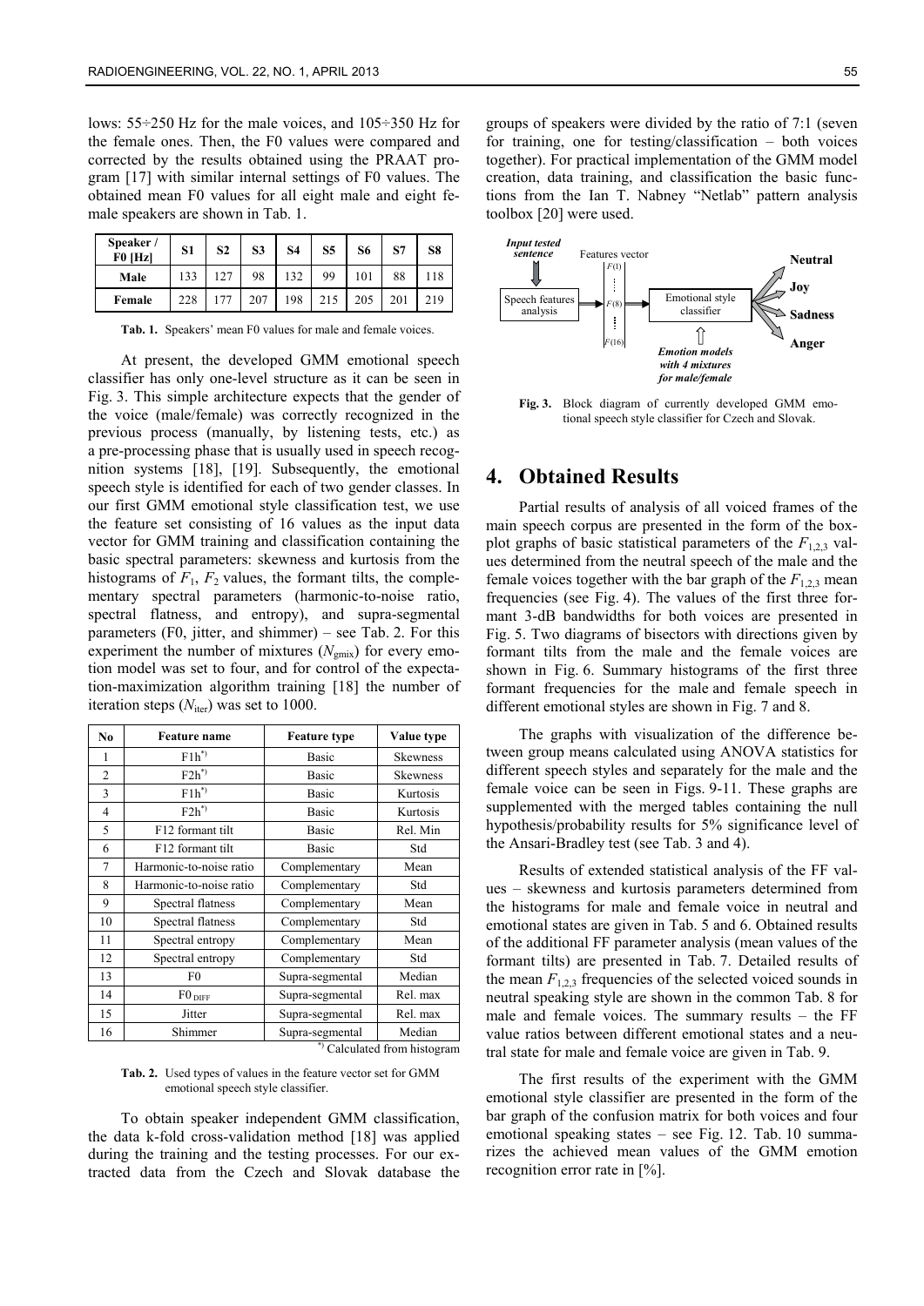lows: 55÷250 Hz for the male voices, and 105÷350 Hz for the female ones. Then, the F0 values were compared and corrected by the results obtained using the PRAAT program [17] with similar internal settings of F0 values. The obtained mean F0 values for all eight male and eight female speakers are shown in Tab. 1.

| Speaker / F0 [Hz] | S1 | S2 | S3 | S4 | S5 | S6 | S7 | S8 |
|---|---|---|---|---|---|---|---|---|
| Male | 133 | 127 | 98 | 132 | 99 | 101 | 88 | 118 |
| Female | 228 | 177 | 207 | 198 | 215 | 205 | 201 | 219 |

**Tab. 1.** Speakers' mean F0 values for male and female voices.

At present, the developed GMM emotional speech classifier has only one-level structure as it can be seen in Fig. 3. This simple architecture expects that the gender of the voice (male/female) was correctly recognized in the previous process (manually, by listening tests, etc.) as a pre-processing phase that is usually used in speech recognition systems [18], [19]. Subsequently, the emotional speech style is identified for each of two gender classes. In our first GMM emotional style classification test, we use the feature set consisting of 16 values as the input data vector for GMM training and classification containing the basic spectral parameters: skewness and kurtosis from the histograms of $F_1$, $F_2$ values, the formant tilts, the complementary spectral parameters (harmonic-to-noise ratio, spectral flatness, and entropy), and supra-segmental parameters (F0, jitter, and shimmer) – see Tab. 2. For this experiment the number of mixtures ($N_{gmix}$) for every emotion model was set to four, and for control of the expectation-maximization algorithm training [18] the number of iteration steps ($N_{iter}$) was set to 1000.

| No | Feature name | Feature type | Value type |
|---|---|---|---|
| 1 | F1h*) | Basic | Skewness |
| 2 | F2h*) | Basic | Skewness |
| 3 | F1h*) | Basic | Kurtosis |
| 4 | F2h*) | Basic | Kurtosis |
| 5 | F12 formant tilt | Basic | Rel. Min |
| 6 | F12 formant tilt | Basic | Std |
| 7 | Harmonic-to-noise ratio | Complementary | Mean |
| 8 | Harmonic-to-noise ratio | Complementary | Std |
| 9 | Spectral flatness | Complementary | Mean |
| 10 | Spectral flatness | Complementary | Std |
| 11 | Spectral entropy | Complementary | Mean |
| 12 | Spectral entropy | Complementary | Std |
| 13 | F0 | Supra-segmental | Median |
| 14 | $F0_{DIFF}$ | Supra-segmental | Rel. max |
| 15 | Jitter | Supra-segmental | Rel. max |
| 16 | Shimmer | Supra-segmental | Median |

*) Calculated from histogram

**Tab. 2.** Used types of values in the feature vector set for GMM emotional speech style classifier.

To obtain speaker independent GMM classification, the data k-fold cross-validation method [18] was applied during the training and the testing processes. For our extracted data from the Czech and Slovak database the groups of speakers were divided by the ratio of 7:1 (seven for training, one for testing/classification – both voices together). For practical implementation of the GMM model creation, data training, and classification the basic functions from the Ian T. Nabney "Netlab" pattern analysis toolbox [20] were used.

**Fig. 3.** Block diagram of currently developed GMM emotional speech style classifier for Czech and Slovak.

## 4. Obtained Results

Partial results of analysis of all voiced frames of the main speech corpus are presented in the form of the box-plot graphs of basic statistical parameters of the $F_{1,2,3}$ values determined from the neutral speech of the male and the female voices together with the bar graph of the $F_{1,2,3}$ mean frequencies (see Fig. 4). The values of the first three formant 3-dB bandwidths for both voices are presented in Fig. 5. Two diagrams of bisectors with directions given by formant tilts from the male and the female voices are shown in Fig. 6. Summary histograms of the first three formant frequencies for the male and female speech in different emotional styles are shown in Fig. 7 and 8.

The graphs with visualization of the difference between group means calculated using ANOVA statistics for different speech styles and separately for the male and the female voice can be seen in Figs. 9-11. These graphs are supplemented with the merged tables containing the null hypothesis/probability results for 5% significance level of the Ansari-Bradley test (see Tab. 3 and 4).

Results of extended statistical analysis of the FF values – skewness and kurtosis parameters determined from the histograms for male and female voice in neutral and emotional states are given in Tab. 5 and 6. Obtained results of the additional FF parameter analysis (mean values of the formant tilts) are presented in Tab. 7. Detailed results of the mean $F_{1,2,3}$ frequencies of the selected voiced sounds in neutral speaking style are shown in the common Tab. 8 for male and female voices. The summary results – the FF value ratios between different emotional states and a neutral state for male and female voice are given in Tab. 9.

The first results of the experiment with the GMM emotional style classifier are presented in the form of the bar graph of the confusion matrix for both voices and four emotional speaking states – see Fig. 12. Tab. 10 summarizes the achieved mean values of the GMM emotion recognition error rate in [%].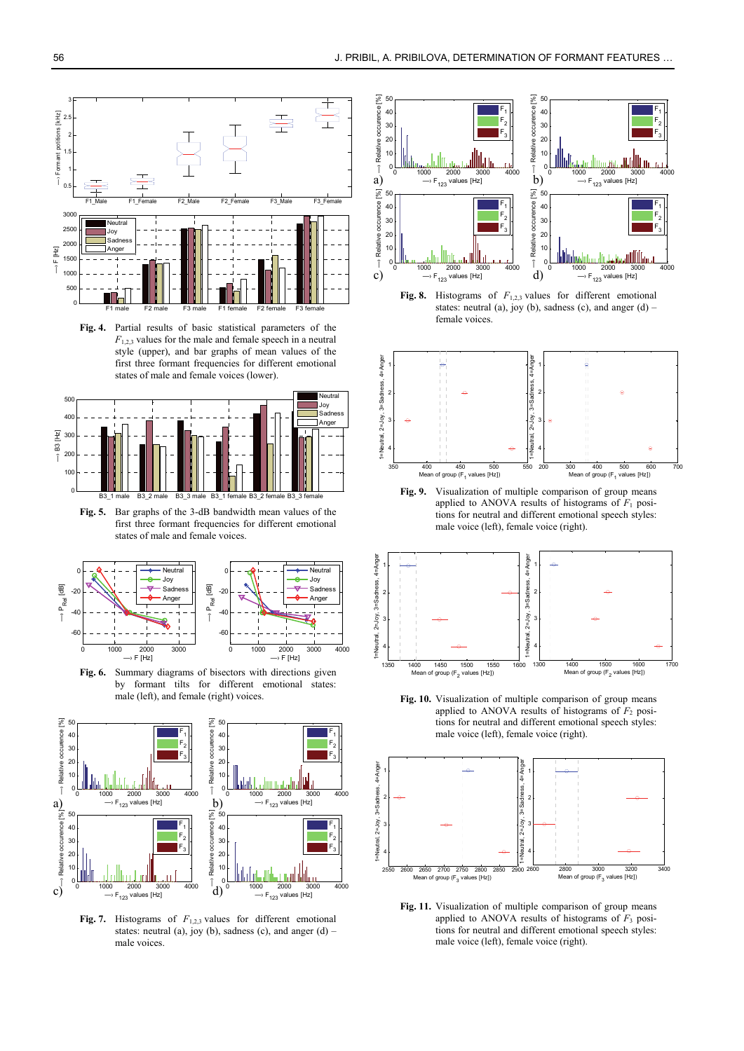**Fig. 4.** Partial results of basic statistical parameters of the $F_{1,2,3}$ values for the male and female speech in a neutral style (upper), and bar graphs of mean values of the first three formant frequencies for different emotional states of male and female voices (lower).

**Fig. 5.** Bar graphs of the 3-dB bandwidth mean values of the first three formant frequencies for different emotional states of male and female voices.

**Fig. 6.** Summary diagrams of bisectors with directions given by formant tilts for different emotional states: male (left), and female (right) voices.

**Fig. 7.** Histograms of $F_{1,2,3}$ values for different emotional states: neutral (a), joy (b), sadness (c), and anger (d) – male voices.

**Fig. 8.** Histograms of $F_{1,2,3}$ values for different emotional states: neutral (a), joy (b), sadness (c), and anger (d) – female voices.

**Fig. 9.** Visualization of multiple comparison of group means applied to ANOVA results of histograms of $F_1$ positions for neutral and different emotional speech styles: male voice (left), female voice (right).

**Fig. 10.** Visualization of multiple comparison of group means applied to ANOVA results of histograms of $F_2$ positions for neutral and different emotional speech styles: male voice (left), female voice (right).

**Fig. 11.** Visualization of multiple comparison of group means applied to ANOVA results of histograms of $F_3$ positions for neutral and different emotional speech styles: male voice (left), female voice (right).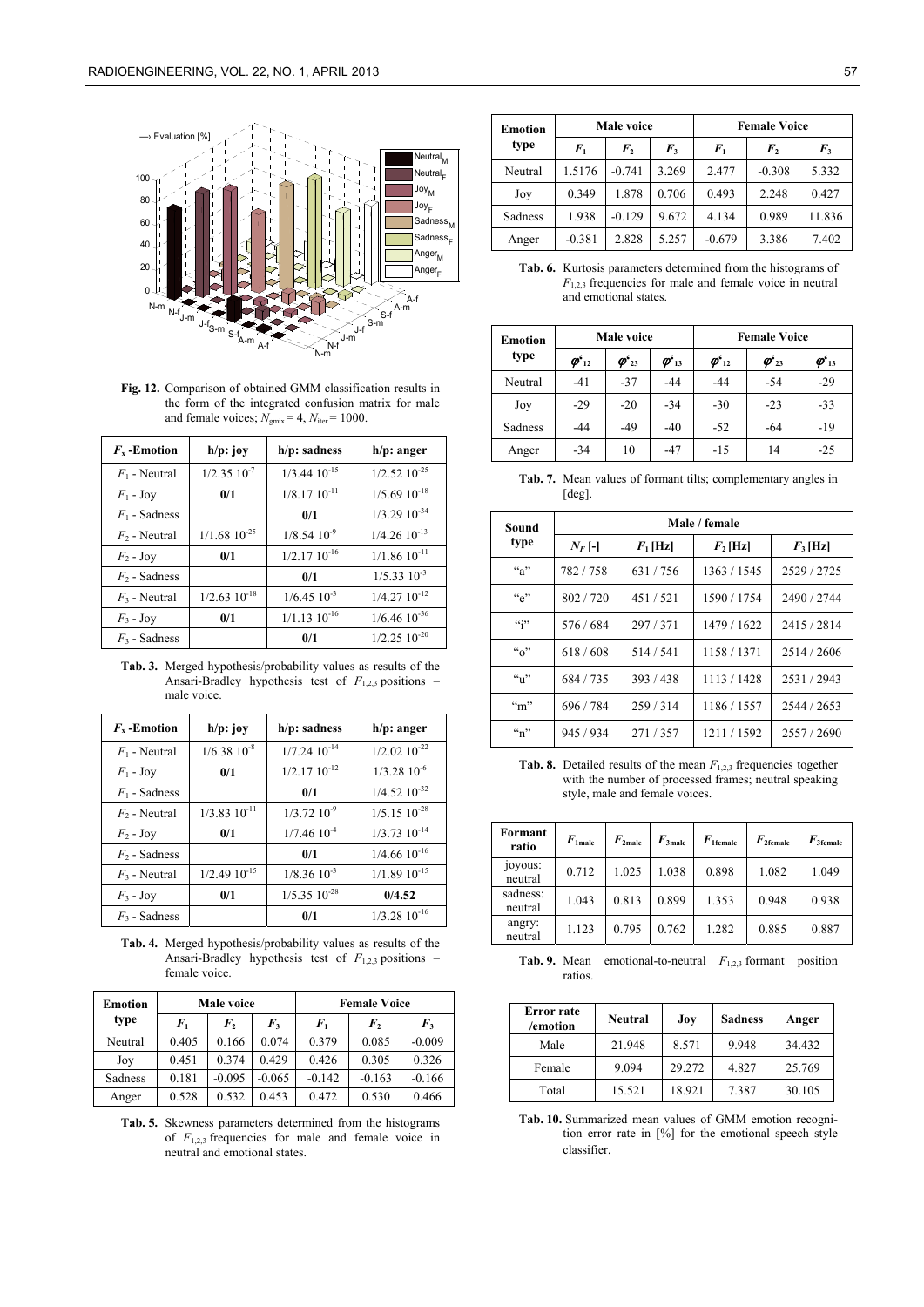**Fig. 12.** Comparison of obtained GMM classification results in the form of the integrated confusion matrix for male and female voices; $N_{gmix} = 4$, $N_{iter} = 1000$.

| $F_x$ -Emotion | h/p: joy | h/p: sadness | h/p: anger |
|---|---|---|---|
| $F_1$ - Neutral | $1/2.35\ 10^{-7}$ | $1/3.44\ 10^{-15}$ | $1/2.52\ 10^{-25}$ |
| $F_1$ - Joy | **0/1** | $1/8.17\ 10^{-11}$ | $1/5.69\ 10^{-18}$ |
| $F_1$ - Sadness | | **0/1** | $1/3.29\ 10^{-34}$ |
| $F_2$ - Neutral | $1/1.68\ 10^{-25}$ | $1/8.54\ 10^{-9}$ | $1/4.26\ 10^{-13}$ |
| $F_2$ - Joy | **0/1** | $1/2.17\ 10^{-16}$ | $1/1.86\ 10^{-11}$ |
| $F_2$ - Sadness | | **0/1** | $1/5.33\ 10^{-3}$ |
| $F_3$ - Neutral | $1/2.63\ 10^{-18}$ | $1/6.45\ 10^{-3}$ | $1/4.27\ 10^{-12}$ |
| $F_3$ - Joy | **0/1** | $1/1.13\ 10^{-16}$ | $1/6.46\ 10^{-36}$ |
| $F_3$ - Sadness | | **0/1** | $1/2.25\ 10^{-20}$ |

**Tab. 3.** Merged hypothesis/probability values as results of the Ansari-Bradley hypothesis test of $F_{1,2,3}$ positions – male voice.

| $F_x$ -Emotion | h/p: joy | h/p: sadness | h/p: anger |
|---|---|---|---|
| $F_1$ - Neutral | $1/6.38\ 10^{-8}$ | $1/7.24\ 10^{-14}$ | $1/2.02\ 10^{-22}$ |
| $F_1$ - Joy | **0/1** | $1/2.17\ 10^{-12}$ | $1/3.28\ 10^{-6}$ |
| $F_1$ - Sadness | | **0/1** | $1/4.52\ 10^{-32}$ |
| $F_2$ - Neutral | $1/3.83\ 10^{-11}$ | $1/3.72\ 10^{-9}$ | $1/5.15\ 10^{-28}$ |
| $F_2$ - Joy | **0/1** | $1/7.46\ 10^{-4}$ | $1/3.73\ 10^{-14}$ |
| $F_2$ - Sadness | | **0/1** | $1/4.66\ 10^{-16}$ |
| $F_3$ - Neutral | $1/2.49\ 10^{-15}$ | $1/8.36\ 10^{-3}$ | $1/1.89\ 10^{-15}$ |
| $F_3$ - Joy | **0/1** | $1/5.35\ 10^{-28}$ | **0/4.52** |
| $F_3$ - Sadness | | **0/1** | $1/3.28\ 10^{-16}$ |

**Tab. 4.** Merged hypothesis/probability values as results of the Ansari-Bradley hypothesis test of $F_{1,2,3}$ positions – female voice.

| Emotion type | Male voice | | | Female Voice | | |
|---|---|---|---|---|---|---|
| | $F_1$ | $F_2$ | $F_3$ | $F_1$ | $F_2$ | $F_3$ |
| Neutral | 0.405 | 0.166 | 0.074 | 0.379 | 0.085 | -0.009 |
| Joy | 0.451 | 0.374 | 0.429 | 0.426 | 0.305 | 0.326 |
| Sadness | 0.181 | -0.095 | -0.065 | -0.142 | -0.163 | -0.166 |
| Anger | 0.528 | 0.532 | 0.453 | 0.472 | 0.530 | 0.466 |

**Tab. 5.** Skewness parameters determined from the histograms of $F_{1,2,3}$ frequencies for male and female voice in neutral and emotional states.

| Emotion type | Male voice | | | Female Voice | | |
|---|---|---|---|---|---|---|
| | $F_1$ | $F_2$ | $F_3$ | $F_1$ | $F_2$ | $F_3$ |
| Neutral | 1.5176 | -0.741 | 3.269 | 2.477 | -0.308 | 5.332 |
| Joy | 0.349 | 1.878 | 0.706 | 0.493 | 2.248 | 0.427 |
| Sadness | 1.938 | -0.129 | 9.672 | 4.134 | 0.989 | 11.836 |
| Anger | -0.381 | 2.828 | 5.257 | -0.679 | 3.386 | 7.402 |

**Tab. 6.** Kurtosis parameters determined from the histograms of $F_{1,2,3}$ frequencies for male and female voice in neutral and emotional states.

| Emotion type | Male voice | | | Female Voice | | |
|---|---|---|---|---|---|---|
| | $\varphi^{t}_{12}$ | $\varphi^{t}_{23}$ | $\varphi^{t}_{13}$ | $\varphi^{t}_{12}$ | $\varphi^{t}_{23}$ | $\varphi^{t}_{13}$ |
| Neutral | -41 | -37 | -44 | -44 | -54 | -29 |
| Joy | -29 | -20 | -34 | -30 | -23 | -33 |
| Sadness | -44 | -49 | -40 | -52 | -64 | -19 |
| Anger | -34 | 10 | -47 | -15 | 14 | -25 |

**Tab. 7.** Mean values of formant tilts; complementary angles in [deg].

| Sound type | Male / female | | | |
|---|---|---|---|---|
| | $N_F$ [-] | $F_1$ [Hz] | $F_2$ [Hz] | $F_3$ [Hz] |
| "a" | 782 / 758 | 631 / 756 | 1363 / 1545 | 2529 / 2725 |
| "e" | 802 / 720 | 451 / 521 | 1590 / 1754 | 2490 / 2744 |
| "i" | 576 / 684 | 297 / 371 | 1479 / 1622 | 2415 / 2814 |
| "o" | 618 / 608 | 514 / 541 | 1158 / 1371 | 2514 / 2606 |
| "u" | 684 / 735 | 393 / 438 | 1113 / 1428 | 2531 / 2943 |
| "m" | 696 / 784 | 259 / 314 | 1186 / 1557 | 2544 / 2653 |
| "n" | 945 / 934 | 271 / 357 | 1211 / 1592 | 2557 / 2690 |

**Tab. 8.** Detailed results of the mean $F_{1,2,3}$ frequencies together with the number of processed frames; neutral speaking style, male and female voices.

| Formant ratio | $F_{1male}$ | $F_{2male}$ | $F_{3male}$ | $F_{1female}$ | $F_{2female}$ | $F_{3female}$ |
|---|---|---|---|---|---|---|
| joyous: neutral | 0.712 | 1.025 | 1.038 | 0.898 | 1.082 | 1.049 |
| sadness: neutral | 1.043 | 0.813 | 0.899 | 1.353 | 0.948 | 0.938 |
| angry: neutral | 1.123 | 0.795 | 0.762 | 1.282 | 0.885 | 0.887 |

**Tab. 9.** Mean emotional-to-neutral $F_{1,2,3}$ formant position ratios.

| Error rate /emotion | Neutral | Joy | Sadness | Anger |
|---|---|---|---|---|
| Male | 21.948 | 8.571 | 9.948 | 34.432 |
| Female | 9.094 | 29.272 | 4.827 | 25.769 |
| Total | 15.521 | 18.921 | 7.387 | 30.105 |

**Tab. 10.** Summarized mean values of GMM emotion recognition error rate in [%] for the emotional speech style classifier.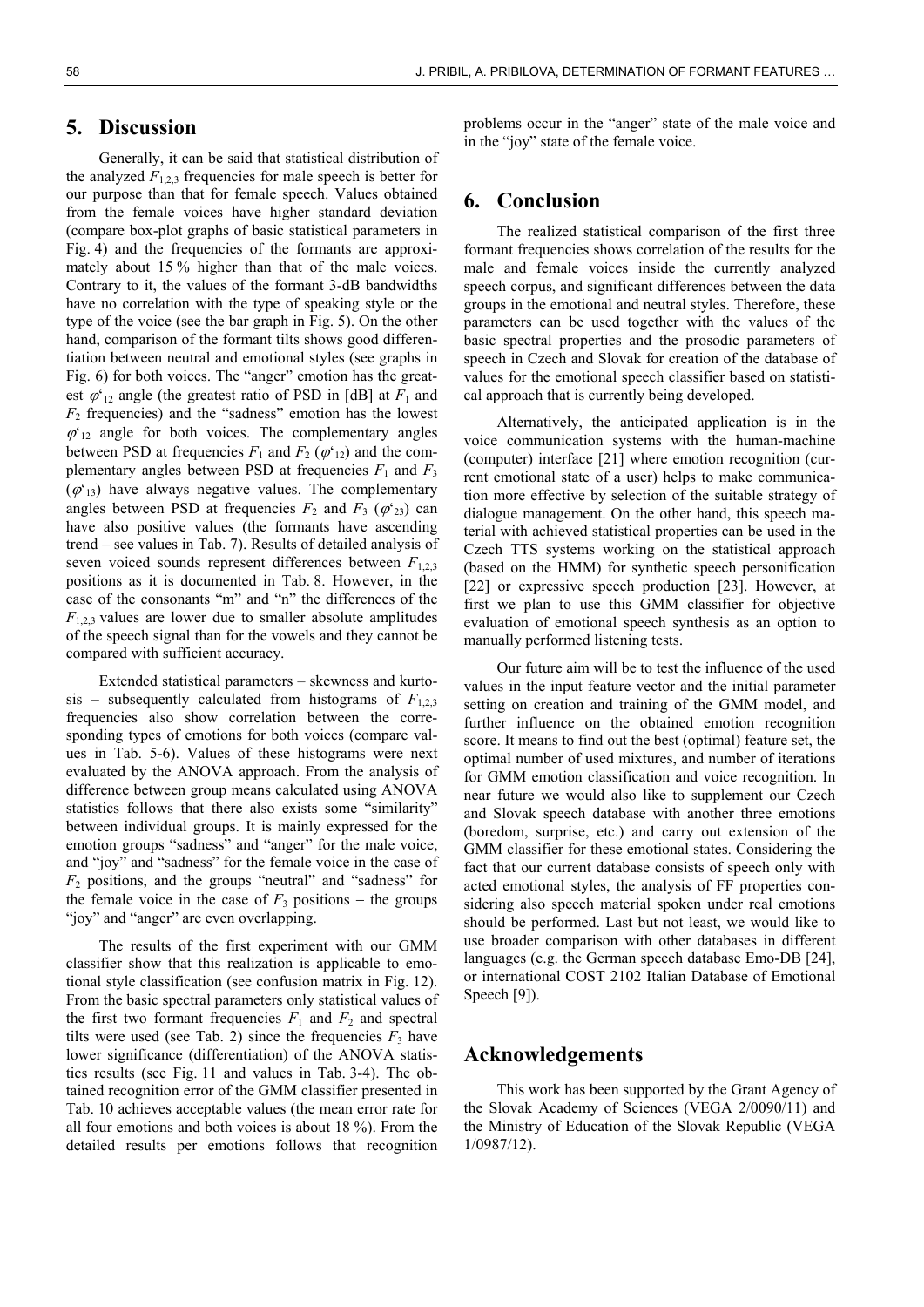## 5. Discussion

Generally, it can be said that statistical distribution of the analyzed $F_{1,2,3}$ frequencies for male speech is better for our purpose than that for female speech. Values obtained from the female voices have higher standard deviation (compare box-plot graphs of basic statistical parameters in Fig. 4) and the frequencies of the formants are approximately about 15 % higher than that of the male voices. Contrary to it, the values of the formant 3-dB bandwidths have no correlation with the type of speaking style or the type of the voice (see the bar graph in Fig. 5). On the other hand, comparison of the formant tilts shows good differentiation between neutral and emotional styles (see graphs in Fig. 6) for both voices. The "anger" emotion has the greatest $\varphi'_{12}$ angle (the greatest ratio of PSD in [dB] at $F_1$ and $F_2$ frequencies) and the "sadness" emotion has the lowest $\varphi'_{12}$ angle for both voices. The complementary angles between PSD at frequencies $F_1$ and $F_2$ ($\varphi'_{12}$) and the complementary angles between PSD at frequencies $F_1$ and $F_3$ ($\varphi'_{13}$) have always negative values. The complementary angles between PSD at frequencies $F_2$ and $F_3$ ($\varphi'_{23}$) can have also positive values (the formants have ascending trend – see values in Tab. 7). Results of detailed analysis of seven voiced sounds represent differences between $F_{1,2,3}$ positions as it is documented in Tab. 8. However, in the case of the consonants "m" and "n" the differences of the $F_{1,2,3}$ values are lower due to smaller absolute amplitudes of the speech signal than for the vowels and they cannot be compared with sufficient accuracy.

Extended statistical parameters – skewness and kurtosis – subsequently calculated from histograms of $F_{1,2,3}$ frequencies also show correlation between the corresponding types of emotions for both voices (compare values in Tab. 5-6). Values of these histograms were next evaluated by the ANOVA approach. From the analysis of difference between group means calculated using ANOVA statistics follows that there also exists some "similarity" between individual groups. It is mainly expressed for the emotion groups "sadness" and "anger" for the male voice, and "joy" and "sadness" for the female voice in the case of $F_2$ positions, and the groups "neutral" and "sadness" for the female voice in the case of $F_3$ positions – the groups "joy" and "anger" are even overlapping.

The results of the first experiment with our GMM classifier show that this realization is applicable to emotional style classification (see confusion matrix in Fig. 12). From the basic spectral parameters only statistical values of the first two formant frequencies $F_1$ and $F_2$ and spectral tilts were used (see Tab. 2) since the frequencies $F_3$ have lower significance (differentiation) of the ANOVA statistics results (see Fig. 11 and values in Tab. 3-4). The obtained recognition error of the GMM classifier presented in Tab. 10 achieves acceptable values (the mean error rate for all four emotions and both voices is about 18 %). From the detailed results per emotions follows that recognition problems occur in the "anger" state of the male voice and in the "joy" state of the female voice.

## 6. Conclusion

The realized statistical comparison of the first three formant frequencies shows correlation of the results for the male and female voices inside the currently analyzed speech corpus, and significant differences between the data groups in the emotional and neutral styles. Therefore, these parameters can be used together with the values of the basic spectral properties and the prosodic parameters of speech in Czech and Slovak for creation of the database of values for the emotional speech classifier based on statistical approach that is currently being developed.

Alternatively, the anticipated application is in the voice communication systems with the human-machine (computer) interface [21] where emotion recognition (current emotional state of a user) helps to make communication more effective by selection of the suitable strategy of dialogue management. On the other hand, this speech material with achieved statistical properties can be used in the Czech TTS systems working on the statistical approach (based on the HMM) for synthetic speech personification [22] or expressive speech production [23]. However, at first we plan to use this GMM classifier for objective evaluation of emotional speech synthesis as an option to manually performed listening tests.

Our future aim will be to test the influence of the used values in the input feature vector and the initial parameter setting on creation and training of the GMM model, and further influence on the obtained emotion recognition score. It means to find out the best (optimal) feature set, the optimal number of used mixtures, and number of iterations for GMM emotion classification and voice recognition. In near future we would also like to supplement our Czech and Slovak speech database with another three emotions (boredom, surprise, etc.) and carry out extension of the GMM classifier for these emotional states. Considering the fact that our current database consists of speech only with acted emotional styles, the analysis of FF properties considering also speech material spoken under real emotions should be performed. Last but not least, we would like to use broader comparison with other databases in different languages (e.g. the German speech database Emo-DB [24], or international COST 2102 Italian Database of Emotional Speech [9]).

## Acknowledgements

This work has been supported by the Grant Agency of the Slovak Academy of Sciences (VEGA 2/0090/11) and the Ministry of Education of the Slovak Republic (VEGA 1/0987/12).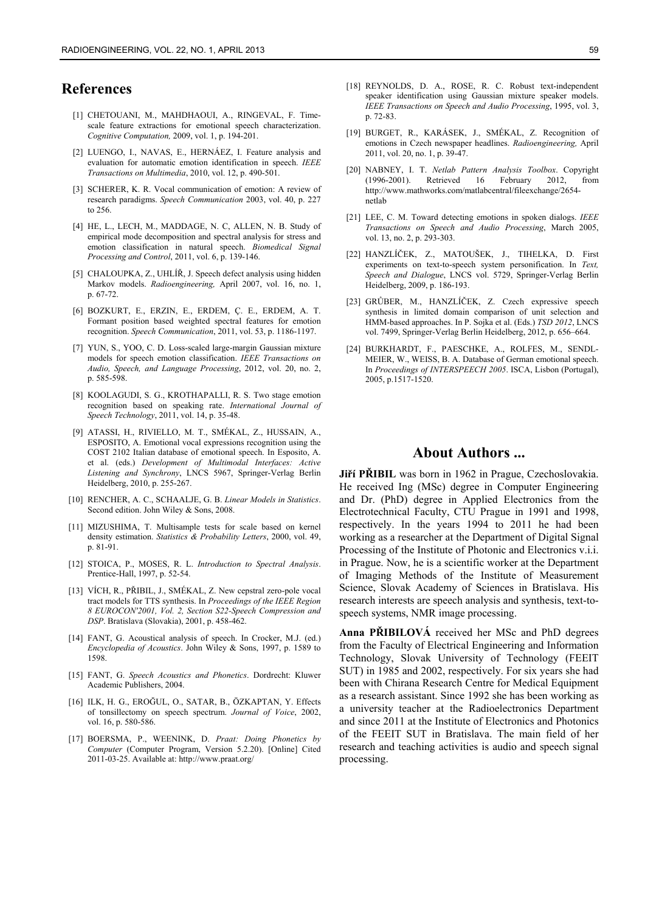# References

[1] CHETOUANI, M., MAHDHAOUI, A., RINGEVAL, F. Time-scale feature extractions for emotional speech characterization. *Cognitive Computation,* 2009, vol. 1, p. 194-201.

[2] LUENGO, I., NAVAS, E., HERNÁEZ, I. Feature analysis and evaluation for automatic emotion identification in speech. *IEEE Transactions on Multimedia*, 2010, vol. 12, p. 490-501.

[3] SCHERER, K. R. Vocal communication of emotion: A review of research paradigms. *Speech Communication* 2003, vol. 40, p. 227 to 256.

[4] HE, L., LECH, M., MADDAGE, N. C, ALLEN, N. B. Study of empirical mode decomposition and spectral analysis for stress and emotion classification in natural speech. *Biomedical Signal Processing and Control*, 2011, vol. 6, p. 139-146.

[5] CHALOUPKA, Z., UHLÍŘ, J. Speech defect analysis using hidden Markov models. *Radioengineering,* April 2007, vol. 16, no. 1, p. 67-72.

[6] BOZKURT, E., ERZIN, E., ERDEM, Ç. E., ERDEM, A. T. Formant position based weighted spectral features for emotion recognition. *Speech Communication*, 2011, vol. 53, p. 1186-1197.

[7] YUN, S., YOO, C. D. Loss-scaled large-margin Gaussian mixture models for speech emotion classification. *IEEE Transactions on Audio, Speech, and Language Processing*, 2012, vol. 20, no. 2, p. 585-598.

[8] KOOLAGUDI, S. G., KROTHAPALLI, R. S. Two stage emotion recognition based on speaking rate. *International Journal of Speech Technology*, 2011, vol. 14, p. 35-48.

[9] ATASSI, H., RIVIELLO, M. T., SMÉKAL, Z., HUSSAIN, A., ESPOSITO, A. Emotional vocal expressions recognition using the COST 2102 Italian database of emotional speech. In Esposito, A. et al. (eds.) *Development of Multimodal Interfaces: Active Listening and Synchrony*, LNCS 5967, Springer-Verlag Berlin Heidelberg, 2010, p. 255-267.

[10] RENCHER, A. C., SCHAALJE, G. B. *Linear Models in Statistics*. Second edition. John Wiley & Sons, 2008.

[11] MIZUSHIMA, T. Multisample tests for scale based on kernel density estimation. *Statistics & Probability Letters*, 2000, vol. 49, p. 81-91.

[12] STOICA, P., MOSES, R. L. *Introduction to Spectral Analysis*. Prentice-Hall, 1997, p. 52-54.

[13] VÍCH, R., PŘIBIL, J., SMÉKAL, Z. New cepstral zero-pole vocal tract models for TTS synthesis. In *Proceedings of the IEEE Region 8 EUROCON'2001, Vol. 2, Section S22-Speech Compression and DSP*. Bratislava (Slovakia), 2001, p. 458-462.

[14] FANT, G. Acoustical analysis of speech. In Crocker, M.J. (ed.) *Encyclopedia of Acoustics*. John Wiley & Sons, 1997, p. 1589 to 1598.

[15] FANT, G. *Speech Acoustics and Phonetics*. Dordrecht: Kluwer Academic Publishers, 2004.

[16] ILK, H. G., EROĞUL, O., SATAR, B., ÖZKAPTAN, Y. Effects of tonsillectomy on speech spectrum. *Journal of Voice*, 2002, vol. 16, p. 580-586.

[17] BOERSMA, P., WEENINK, D. *Praat: Doing Phonetics by Computer* (Computer Program, Version 5.2.20). [Online] Cited 2011-03-25. Available at: http://www.praat.org/

[18] REYNOLDS, D. A., ROSE, R. C. Robust text-independent speaker identification using Gaussian mixture speaker models. *IEEE Transactions on Speech and Audio Processing*, 1995, vol. 3, p. 72-83.

[19] BURGET, R., KARÁSEK, J., SMÉKAL, Z. Recognition of emotions in Czech newspaper headlines. *Radioengineering,* April 2011, vol. 20, no. 1, p. 39-47.

[20] NABNEY, I. T. *Netlab Pattern Analysis Toolbox*. Copyright (1996-2001). Retrieved 16 February 2012, from http://www.mathworks.com/matlabcentral/fileexchange/2654-netlab

[21] LEE, C. M. Toward detecting emotions in spoken dialogs. *IEEE Transactions on Speech and Audio Processing*, March 2005, vol. 13, no. 2, p. 293-303.

[22] HANZLÍČEK, Z., MATOUŠEK, J., TIHELKA, D. First experiments on text-to-speech system personification. In *Text, Speech and Dialogue*, LNCS vol. 5729, Springer-Verlag Berlin Heidelberg, 2009, p. 186-193.

[23] GRŮBER, M., HANZLÍČEK, Z. Czech expressive speech synthesis in limited domain comparison of unit selection and HMM-based approaches. In P. Sojka et al. (Eds.) *TSD 2012*, LNCS vol. 7499, Springer-Verlag Berlin Heidelberg, 2012, p. 656–664.

[24] BURKHARDT, F., PAESCHKE, A., ROLFES, M., SENDLMEIER, W., WEISS, B. A. Database of German emotional speech. In *Proceedings of INTERSPEECH 2005*. ISCA, Lisbon (Portugal), 2005, p.1517-1520.

# About Authors ...

**Jiří PŘIBIL** was born in 1962 in Prague, Czechoslovakia. He received Ing (MSc) degree in Computer Engineering and Dr. (PhD) degree in Applied Electronics from the Electrotechnical Faculty, CTU Prague in 1991 and 1998, respectively. In the years 1994 to 2011 he had been working as a researcher at the Department of Digital Signal Processing of the Institute of Photonic and Electronics v.i.i. in Prague. Now, he is a scientific worker at the Department of Imaging Methods of the Institute of Measurement Science, Slovak Academy of Sciences in Bratislava. His research interests are speech analysis and synthesis, text-to-speech systems, NMR image processing.

**Anna PŘIBILOVÁ** received her MSc and PhD degrees from the Faculty of Electrical Engineering and Information Technology, Slovak University of Technology (FEEIT SUT) in 1985 and 2002, respectively. For six years she had been with Chirana Research Centre for Medical Equipment as a research assistant. Since 1992 she has been working as a university teacher at the Radioelectronics Department and since 2011 at the Institute of Electronics and Photonics of the FEEIT SUT in Bratislava. The main field of her research and teaching activities is audio and speech signal processing.